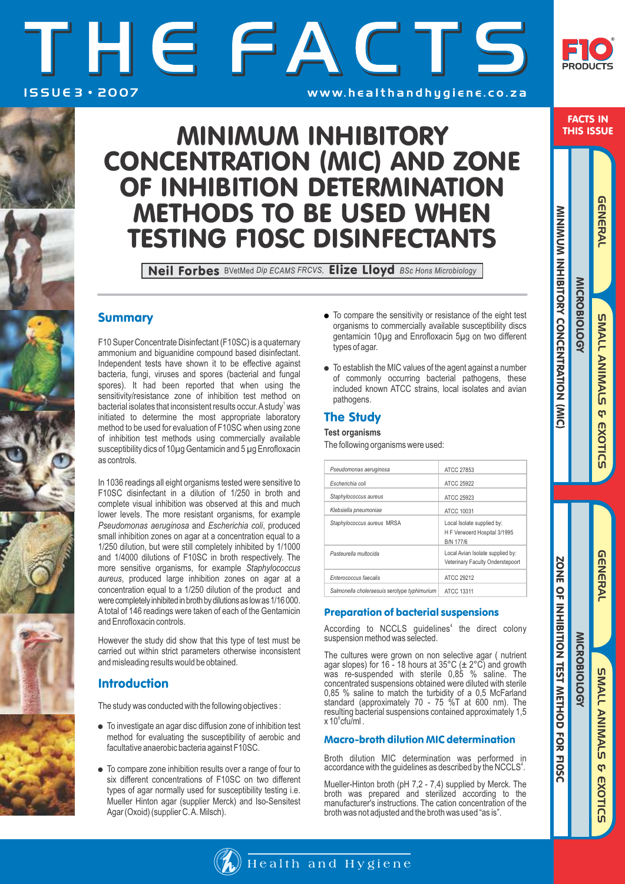# THE FACTS

ISSUE 3 • 2007

www.healthandhygiene.co.za

# MINIMUM INHIBITORY CONCENTRATION (MIC) AND ZONE OF INHIBITION DETERMINATION METHODS TO BE USED WHEN TESTING F10SC DISINFECTANTS

**Neil Forbes** BVetMed *Dip ECAMS FRCVS,* **Elize Lloyd** *BSc Hons Microbiology*

## Summary

F10 Super Concentrate Disinfectant (F10SC) is a quaternary ammonium and biguanidine compound based disinfectant. Independent tests have shown it to be effective against bacteria, fungi, viruses and spores (bacterial and fungal spores). It had been reported that when using the sensitivity/resistance zone of inhibition test method on bacterial isolates that inconsistent results occur. A study[1] was initiated to determine the most appropriate laboratory method to be used for evaluation of F10SC when using zone of inhibition test methods using commercially available susceptibility dics of 10µg Gentamicin and 5 µg Enrofloxacin as controls.

In 1036 readings all eight organisms tested were sensitive to F10SC disinfectant in a dilution of 1/250 in broth and complete visual inhibition was observed at this and much lower levels. The more resistant organisms, for example *Pseudomonas aeruginosa* and *Escherichia coli*, produced small inhibition zones on agar at a concentration equal to a 1/250 dilution, but were still completely inhibited by 1/1000 and 1/4000 dilutions of F10SC in broth respectively. The more sensitive organisms, for example *Staphylococcus aureus*, produced large inhibition zones on agar at a concentration equal to a 1/250 dilution of the product and were completely inhibited in broth by dilutions as low as 1/16 000. A total of 146 readings were taken of each of the Gentamicin and Enrofloxacin controls.

However the study did show that this type of test must be carried out within strict parameters otherwise inconsistent and misleading results would be obtained.

## Introduction

The study was conducted with the following objectives :

- To investigate an agar disc diffusion zone of inhibition test method for evaluating the susceptibility of aerobic and facultative anaerobic bacteria against F10SC.
- To compare zone inhibition results over a range of four to six different concentrations of F10SC on two different types of agar normally used for susceptibility testing i.e. Mueller Hinton agar (supplier Merck) and Iso-Sensitest Agar (Oxoid) (supplier C.A. Milsch).
- To compare the sensitivity or resistance of the eight test organisms to commercially available susceptibility discs gentamicin 10µg and Enrofloxacin 5µg on two different types of agar.
- To establish the MIC values of the agent against a number of commonly occurring bacterial pathogens, these included known ATCC strains, local isolates and avian pathogens.

## The Study

**Test organisms**

The following organisms were used:

| | |
|---|---|
| *Pseudomonas aeruginosa* | ATCC 27853 |
| *Escherichia coli* | ATCC 25922 |
| *Staphylococcus aureus* | ATCC 25923 |
| *Klebsiella pneumoniae* | ATCC 10031 |
| *Staphylococcus aureus* MRSA | Local Isolate supplied by: H F Verwoerd Hospital 3/1995 B/N 177/6 |
| *Pasteurella multocida* | Local Avian Isolate supplied by: Veterinary Faculty Onderstepoort |
| *Enterococcus faecalis* | ATCC 29212 |
| *Salmonella choleraesuis* serotype *typhimurium* | ATCC 13311 |

### Preparation of bacterial suspensions

According to NCCLS guidelines[4] the direct colony suspension method was selected.

The cultures were grown on non selective agar ( nutrient agar slopes) for 16 - 18 hours at 35°C (± 2°C) and growth was re-suspended with sterile 0,85 % saline. The concentrated suspensions obtained were diluted with sterile 0,85 % saline to match the turbidity of a 0,5 McFarland standard (approximately 70 - 75 %T at 600 nm). The resulting bacterial suspensions contained approximately 1,5 x $10^8$ cfu/ml .

### Macro-broth dilution MIC determination

Broth dilution MIC determination was performed in accordance with the guidelines as described by the NCCLS[4].

Mueller-Hinton broth (pH 7,2 - 7,4) supplied by Merck. The broth was prepared and sterilized according to the manufacturer's instructions. The cation concentration of the broth was not adjusted and the broth was used "as is".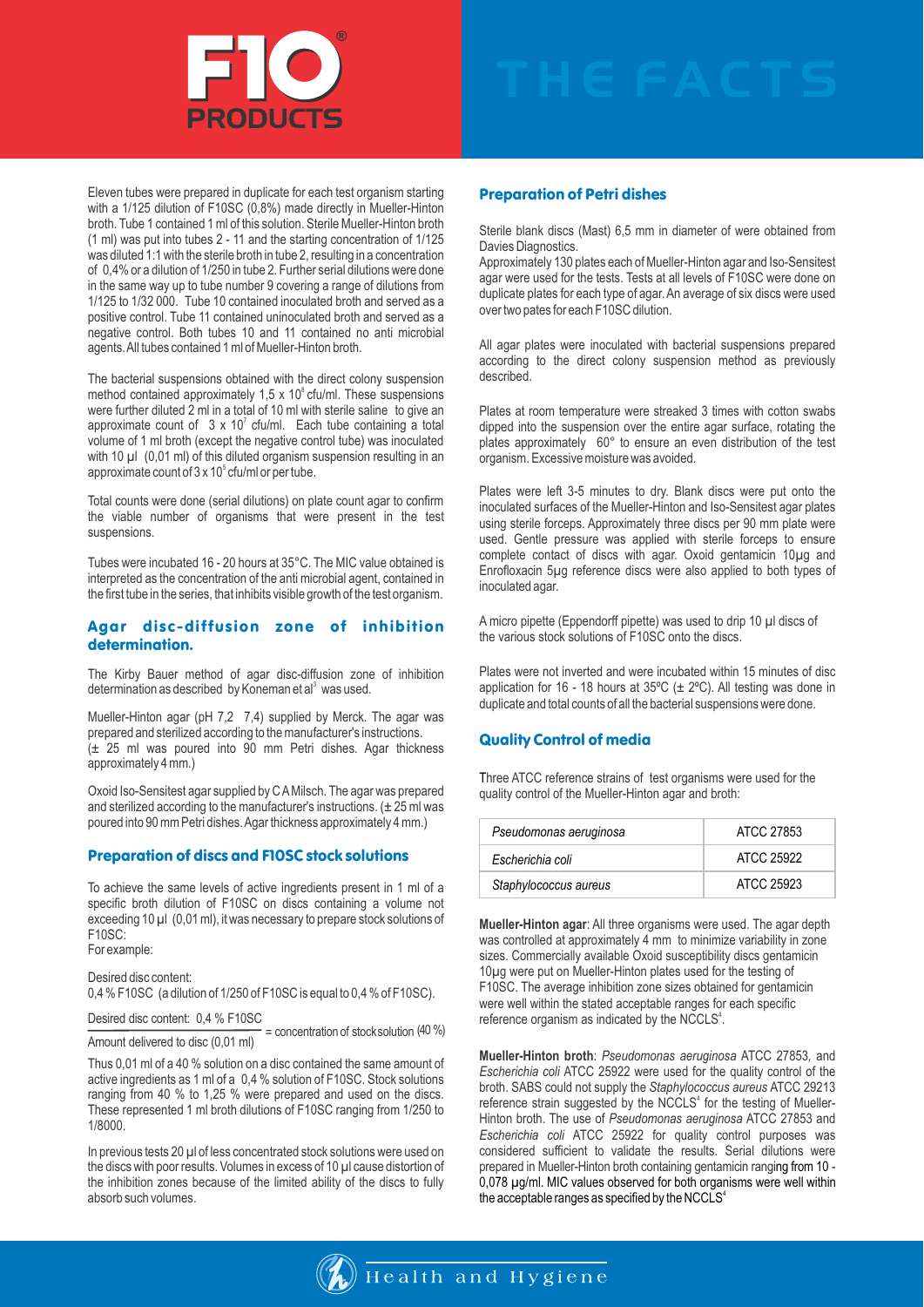Eleven tubes were prepared in duplicate for each test organism starting with a 1/125 dilution of F10SC (0,8%) made directly in Mueller-Hinton broth. Tube 1 contained 1 ml of this solution. Sterile Mueller-Hinton broth (1 ml) was put into tubes 2 - 11 and the starting concentration of 1/125 was diluted 1:1 with the sterile broth in tube 2, resulting in a concentration of 0,4% or a dilution of 1/250 in tube 2. Further serial dilutions were done in the same way up to tube number 9 covering a range of dilutions from 1/125 to 1/32 000. Tube 10 contained inoculated broth and served as a positive control. Tube 11 contained uninoculated broth and served as a negative control. Both tubes 10 and 11 contained no anti microbial agents. All tubes contained 1 ml of Mueller-Hinton broth.

The bacterial suspensions obtained with the direct colony suspension method contained approximately $1,5 \times 10^8$ cfu/ml. These suspensions were further diluted 2 ml in a total of 10 ml with sterile saline to give an approximate count of $3 \times 10^7$ cfu/ml. Each tube containing a total volume of 1 ml broth (except the negative control tube) was inoculated with 10 µl (0,01 ml) of this diluted organism suspension resulting in an approximate count of $3 \times 10^5$ cfu/ml or per tube.

Total counts were done (serial dilutions) on plate count agar to confirm the viable number of organisms that were present in the test suspensions.

Tubes were incubated 16 - 20 hours at 35°C. The MIC value obtained is interpreted as the concentration of the anti microbial agent, contained in the first tube in the series, that inhibits visible growth of the test organism.

## Agar disc-diffusion zone of inhibition determination.

The Kirby Bauer method of agar disc-diffusion zone of inhibition determination as described by Koneman et al[3] was used.

Mueller-Hinton agar (pH 7,2 7,4) supplied by Merck. The agar was prepared and sterilized according to the manufacturer's instructions. (± 25 ml was poured into 90 mm Petri dishes. Agar thickness approximately 4 mm.)

Oxoid Iso-Sensitest agar supplied by C A Milsch. The agar was prepared and sterilized according to the manufacturer's instructions. (± 25 ml was poured into 90 mm Petri dishes. Agar thickness approximately 4 mm.)

## Preparation of discs and F10SC stock solutions

To achieve the same levels of active ingredients present in 1 ml of a specific broth dilution of F10SC on discs containing a volume not exceeding 10 µl (0,01 ml), it was necessary to prepare stock solutions of F10SC:

For example:

Desired disc content:
0,4 % F10SC (a dilution of 1/250 of F10SC is equal to 0,4 % of F10SC).

$$\frac{\text{Desired disc content: } 0{,}4\ \%\ \text{F10SC}}{\text{Amount delivered to disc } (0{,}01\ \text{ml})} = \text{concentration of stock solution } (40\ \%)$$

Thus 0,01 ml of a 40 % solution on a disc contained the same amount of active ingredients as 1 ml of a 0,4 % solution of F10SC. Stock solutions ranging from 40 % to 1,25 % were prepared and used on the discs. These represented 1 ml broth dilutions of F10SC ranging from 1/250 to 1/8000.

In previous tests 20 µl of less concentrated stock solutions were used on the discs with poor results. Volumes in excess of 10 µl cause distortion of the inhibition zones because of the limited ability of the discs to fully absorb such volumes.

## Preparation of Petri dishes

Sterile blank discs (Mast) 6,5 mm in diameter of were obtained from Davies Diagnostics.

Approximately 130 plates each of Mueller-Hinton agar and Iso-Sensitest agar were used for the tests. Tests at all levels of F10SC were done on duplicate plates for each type of agar. An average of six discs were used over two pates for each F10SC dilution.

All agar plates were inoculated with bacterial suspensions prepared according to the direct colony suspension method as previously described.

Plates at room temperature were streaked 3 times with cotton swabs dipped into the suspension over the entire agar surface, rotating the plates approximately 60° to ensure an even distribution of the test organism. Excessive moisture was avoided.

Plates were left 3-5 minutes to dry. Blank discs were put onto the inoculated surfaces of the Mueller-Hinton and Iso-Sensitest agar plates using sterile forceps. Approximately three discs per 90 mm plate were used. Gentle pressure was applied with sterile forceps to ensure complete contact of discs with agar. Oxoid gentamicin 10µg and Enrofloxacin 5µg reference discs were also applied to both types of inoculated agar.

A micro pipette (Eppendorff pipette) was used to drip 10 µl discs of the various stock solutions of F10SC onto the discs.

Plates were not inverted and were incubated within 15 minutes of disc application for 16 - 18 hours at 35ºC (± 2ºC). All testing was done in duplicate and total counts of all the bacterial suspensions were done.

## Quality Control of media

Three ATCC reference strains of test organisms were used for the quality control of the Mueller-Hinton agar and broth:

| | |
|---|---|
| *Pseudomonas aeruginosa* | ATCC 27853 |
| *Escherichia coli* | ATCC 25922 |
| *Staphylococcus aureus* | ATCC 25923 |

**Mueller-Hinton agar**: All three organisms were used. The agar depth was controlled at approximately 4 mm to minimize variability in zone sizes. Commercially available Oxoid susceptibility discs gentamicin 10µg were put on Mueller-Hinton plates used for the testing of F10SC. The average inhibition zone sizes obtained for gentamicin were well within the stated acceptable ranges for each specific reference organism as indicated by the NCCLS[4].

**Mueller-Hinton broth**: *Pseudomonas aeruginosa* ATCC 27853, and *Escherichia coli* ATCC 25922 were used for the quality control of the broth. SABS could not supply the *Staphylococcus aureus* ATCC 29213 reference strain suggested by the NCCLS[4] for the testing of Mueller-Hinton broth. The use of *Pseudomonas aeruginosa* ATCC 27853 and *Escherichia coli* ATCC 25922 for quality control purposes was considered sufficient to validate the results. Serial dilutions were prepared in Mueller-Hinton broth containing gentamicin ranging from 10 - 0,078 µg/ml. MIC values observed for both organisms were well within the acceptable ranges as specified by the NCCLS[4]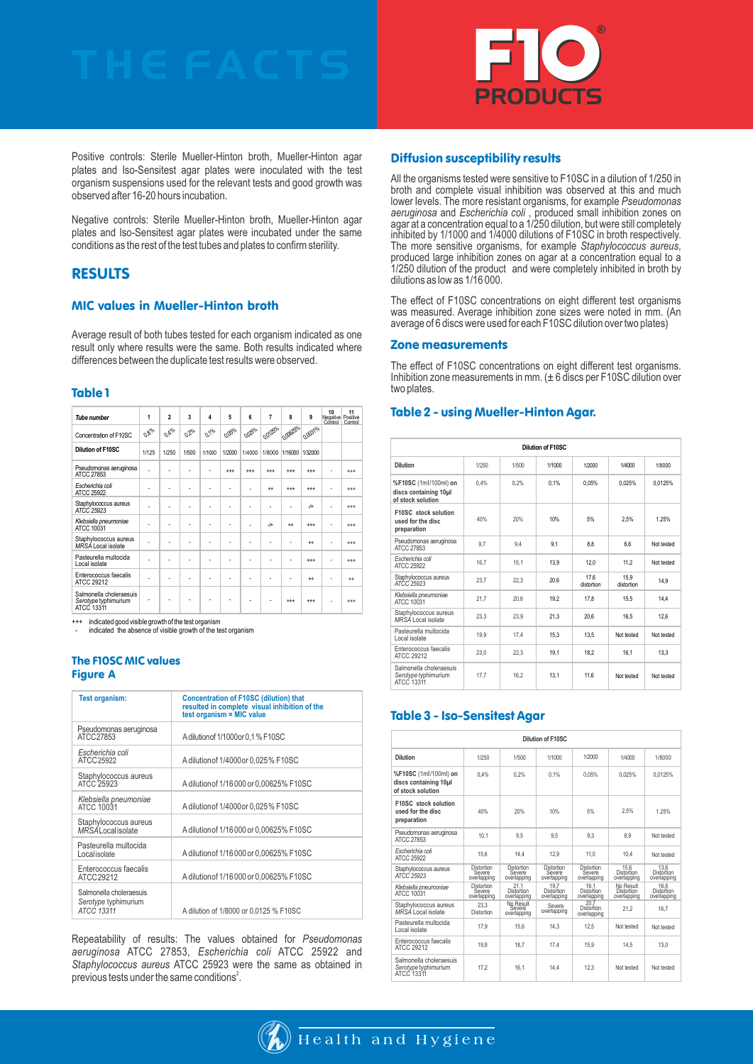Positive controls: Sterile Mueller-Hinton broth, Mueller-Hinton agar plates and Iso-Sensitest agar plates were inoculated with the test organism suspensions used for the relevant tests and good growth was observed after 16-20 hours incubation.

Negative controls: Sterile Mueller-Hinton broth, Mueller-Hinton agar plates and Iso-Sensitest agar plates were incubated under the same conditions as the rest of the test tubes and plates to confirm sterility.

## RESULTS

### MIC values in Mueller-Hinton broth

Average result of both tubes tested for each organism indicated as one result only where results were the same. Both results indicated where differences between the duplicate test results were observed.

### Table 1

| Tube number | 1 | 2 | 3 | 4 | 5 | 6 | 7 | 8 | 9 | 10 Negative Control | 11 Positive Control |
|---|---|---|---|---|---|---|---|---|---|---|---|
| Concentration of F10SC | 0,8% | 0,4% | 0,2% | 0,1% | 0,05% | 0,025% | 0,0125% | 0,00625% | 0,0031% | | |
| Dilution of F10SC | 1/125 | 1/250 | 1/500 | 1/1000 | 1/2000 | 1/4000 | 1/8000 | 1/16000 | 1/32000 | | |
| Pseudomonas aeruginosa ATCC 27853 | - | - | - | - | +++ | +++ | +++ | +++ | +++ | - | +++ |
| *Escherichia coli* ATCC 25922 | - | - | - | - | - | - | ++ | +++ | +++ | - | +++ |
| Staphylococcus aureus *ATCC 25923* | - | - | - | - | - | - | - | - | -/+ | - | +++ |
| *Klebsiella pneumoniae* ATCC 10031 | - | - | - | - | - | - | -/+ | ++ | +++ | - | +++ |
| Staphylococcus aureus *MRSA* Local isolate | - | - | - | - | - | - | - | - | ++ | - | +++ |
| Pasteurella multocida Local isolate | - | - | - | - | - | - | - | - | +++ | - | +++ |
| Enterococcus faecalis ATCC 29212 | - | - | - | - | - | - | - | - | ++ | - | ++ |
| Salmonella choleraesuis *Serotype* typhimurium ATCC 13311 | - | - | - | - | - | - | - | +++ | +++ | - | +++ |

+++ indicated good visible growth of the test organism
- indicated the absence of visible growth of the test organism

### The F10SC MIC values
### Figure A

| Test organism: | Concentration of F10SC (dilution) that resulted in complete visual inhibition of the test organism = MIC value |
|---|---|
| Pseudomonas aeruginosa ATCC27853 | A dilution of 1/1000 or 0,1 % F10SC |
| *Escherichia coli* ATCC25922 | A dilution of 1/4000 or 0,025 % F10SC |
| Staphylococcus aureus ATCC 25923 | A dilution of 1/16 000 or 0,00625% F10SC |
| *Klebsiella pneumoniae* ATCC 10031 | A dilution of 1/4000 or 0,025 % F10SC |
| Staphylococcus aureus *MRSA* Local isolate | A dilution of 1/16 000 or 0,00625% F10SC |
| Pasteurella multocida Local isolate | A dilution of 1/16 000 or 0,00625% F10SC |
| Enterococcus faecalis ATCC 29212 | A dilution of 1/16 000 or 0,00625% F10SC |
| Salmonella choleraesuis *Serotype* typhimurium *ATCC 13311* | A dilution of 1/8000 or 0,0125 % F10SC |

Repeatability of results: The values obtained for *Pseudomonas aeruginosa* ATCC 27853, *Escherichia coli* ATCC 25922 and *Staphylococcus aureus* ATCC 25923 were the same as obtained in previous tests under the same conditions[2].

### Diffusion susceptibility results

All the organisms tested were sensitive to F10SC in a dilution of 1/250 in broth and complete visual inhibition was observed at this and much lower levels. The more resistant organisms, for example *Pseudomonas aeruginosa* and *Escherichia coli* , produced small inhibition zones on agar at a concentration equal to a 1/250 dilution, but were still completely inhibited by 1/1000 and 1/4000 dilutions of F10SC in broth respectively. The more sensitive organisms, for example *Staphylococcus aureus*, produced large inhibition zones on agar at a concentration equal to a 1/250 dilution of the product and were completely inhibited in broth by dilutions as low as 1/16 000.

The effect of F10SC concentrations on eight different test organisms was measured. Average inhibition zone sizes were noted in mm. (An average of 6 discs were used for each F10SC dilution over two plates)

### Zone measurements

The effect of F10SC concentrations on eight different test organisms. Inhibition zone measurements in mm. (± 6 discs per F10SC dilution over two plates.

### Table 2 - using Mueller-Hinton Agar.

| | Dilution of F10SC | | | | | |
|---|---|---|---|---|---|---|
| Dilution | 1/250 | 1/500 | 1/1000 | 1/2000 | 1/4000 | 1/8000 |
| %F10SC (1ml/100ml) on discs containing 10µl of stock solution | 0,4% | 0,2% | 0,1% | 0,05% | 0,025% | 0,0125% |
| F10SC stock solution used for the disc preparation | 40% | 20% | 10% | 5% | 2,5% | 1.25% |
| Pseudomonas aeruginosa ATCC 27853 | 9,7 | 9,4 | 9,1 | 8,8 | 8,6 | Not tested |
| *Escherichia coli* ATCC 25922 | 16,7 | 15,1 | 13,9 | 12,0 | 11,2 | Not tested |
| Staphylococcus aureus *ATCC 25923* | 23,7 | 22,3 | 20,6 | 17,6 distortion | 15,9 distortion | 14,9 |
| *Klebsiella pneumoniae* ATCC 10031 | 21,7 | 20,6 | 19,2 | 17,8 | 15,5 | 14,4 |
| Staphylococcus aureus *MRSA* Local isolate | 23,3 | 23,9 | 21,3 | 20,6 | 16,5 | 12,6 |
| Pasteurella multocida Local isolate | 19,9 | 17,4 | 15,3 | 13,5 | Not tested | Not tested |
| Enterococcus faecalis ATCC 29212 | 23,0 | 22,3 | 19,1 | 18,2 | 16,1 | 13,3 |
| Salmonella choleraesuis *Serotype* typhimurium ATCC 13311 | 17,7 | 16,2 | 13,1 | 11,6 | Not tested | Not tested |

### Table 3 - Iso-Sensitest Agar

| | Dilution of F10SC | | | | | |
|---|---|---|---|---|---|---|
| Dilution | 1/250 | 1/500 | 1/1000 | 1/2000 | 1/4000 | 1/8000 |
| %F10SC (1ml/100ml) on discs containing 10µl of stock solution | 0,4% | 0,2% | 0,1% | 0,05% | 0,025% | 0,0125% |
| F10SC stock solution used for the disc preparation | 40% | 20% | 10% | 5% | 2,5% | 1.25% |
| Pseudomonas aeruginosa ATCC 27853 | 10,1 | 9,5 | 9,5 | 9,3 | 8,9 | Not tested |
| *Escherichia coli* ATCC 25922 | 15,6 | 14,4 | 12,9 | 11,0 | 10,4 | Not tested |
| Staphylococcus aureus *ATCC 25923* | Distortion Severe overlapping | Distortion Severe overlapping | Distortion Severe overlapping | Distortion Severe overlapping | 15,6 Distortion overlapping | 13,6 Distortion overlapping |
| *Klebsiella pneumoniae* ATCC 10031 | Distortion Severe overlapping | 21,1 Distortion overlapping | 19,7 Distortion overlapping | 16,1 Distortion overlapping | No Result Distortion overlapping | 16,6 Distortion overlapping |
| Staphylococcus aureus *MRSA* Local isolate | 23,3 Distortion | No Result Severe overlapping | Severe overlapping | 20,7 Distortion overlapping | 21,2 | 16,7 |
| Pasteurella multocida Local isolate | 17,9 | 15,6 | 14,3 | 12,5 | Not tested | Not tested |
| Enterococcus faecalis ATCC 29212 | 19,8 | 18,7 | 17,4 | 15,9 | 14,5 | 13,0 |
| Salmonella choleraesuis *Serotype* typhimurium ATCC 13311 | 17,2 | 16,1 | 14,4 | 12,3 | Not tested | Not tested |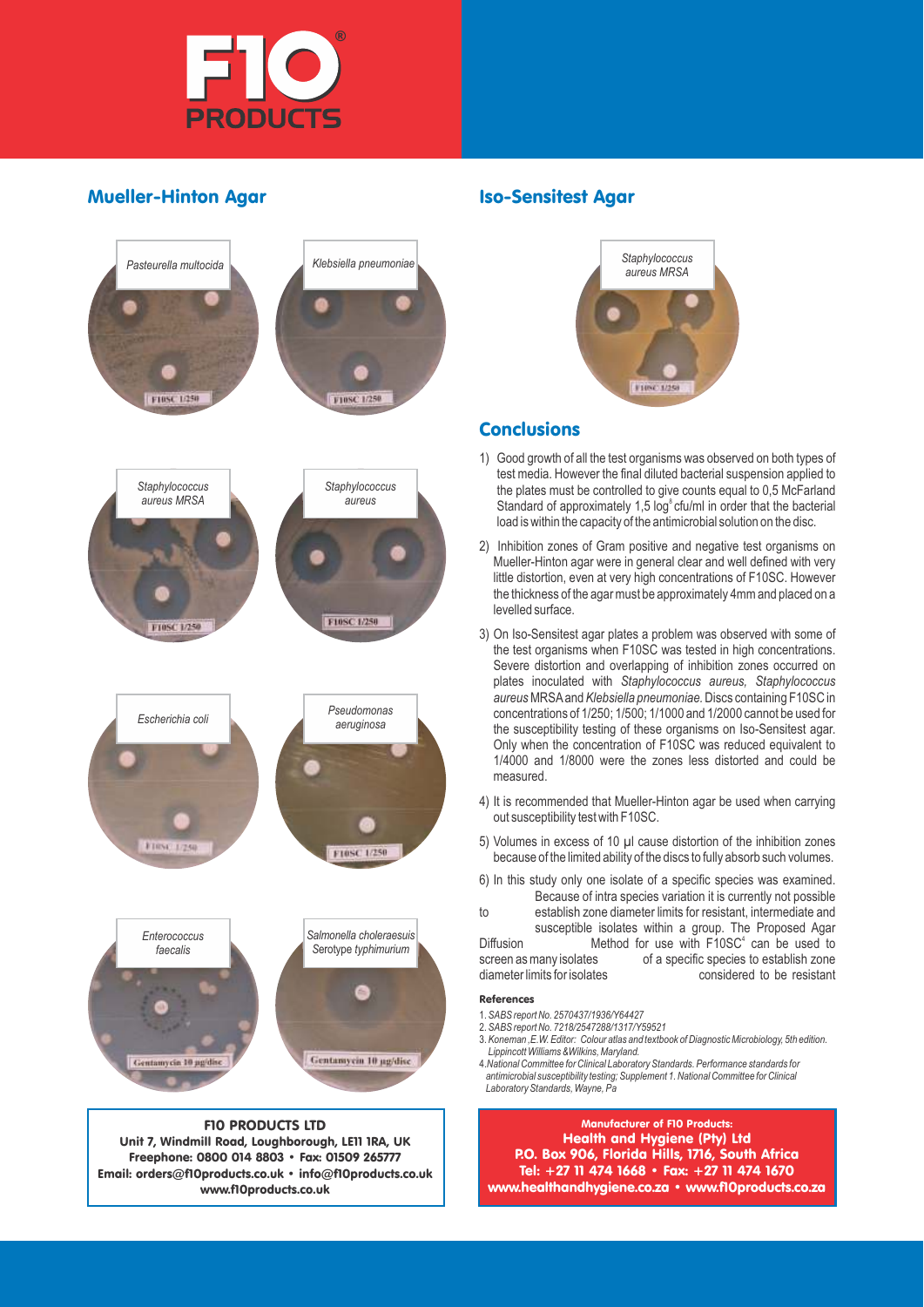## Mueller-Hinton Agar

*Pasteurella multocida*

F10SC 1/250

*Klebsiella pneumoniae*

F10SC 1/250

*Staphylococcus aureus MRSA*

F10SC 1/250

*Staphylococcus aureus*

F10SC 1/250

*Escherichia coli*

F10SC 1/250

*Pseudomonas aeruginosa*

F10SC 1/250

*Enterococcus faecalis*

Gentamycin 10 µg/disc

*Salmonella choleraesuis Serotype typhimurium*

Gentamycin 10 µg/disc

## Iso-Sensitest Agar

*Staphylococcus aureus MRSA*

F10SC 1/250

## Conclusions

1) Good growth of all the test organisms was observed on both types of test media. However the final diluted bacterial suspension applied to the plates must be controlled to give counts equal to 0,5 McFarland Standard of approximately 1,5 $\log^{8}$ cfu/ml in order that the bacterial load is within the capacity of the antimicrobial solution on the disc.

2) Inhibition zones of Gram positive and negative test organisms on Mueller-Hinton agar were in general clear and well defined with very little distortion, even at very high concentrations of F10SC. However the thickness of the agar must be approximately 4mm and placed on a levelled surface.

3) On Iso-Sensitest agar plates a problem was observed with some of the test organisms when F10SC was tested in high concentrations. Severe distortion and overlapping of inhibition zones occurred on plates inoculated with *Staphylococcus aureus, Staphylococcus aureus* MRSA and *Klebsiella pneumoniae.* Discs containing F10SC in concentrations of 1/250; 1/500; 1/1000 and 1/2000 cannot be used for the susceptibility testing of these organisms on Iso-Sensitest agar. Only when the concentration of F10SC was reduced equivalent to 1/4000 and 1/8000 were the zones less distorted and could be measured.

4) It is recommended that Mueller-Hinton agar be used when carrying out susceptibility test with F10SC.

5) Volumes in excess of 10 µl cause distortion of the inhibition zones because of the limited ability of the discs to fully absorb such volumes.

6) In this study only one isolate of a specific species was examined. Because of intra species variation it is currently not possible to establish zone diameter limits for resistant, intermediate and susceptible isolates within a group. The Proposed Agar Diffusion Method for use with F10SC[4] can be used to screen as many isolates of a specific species to establish zone diameter limits for isolates considered to be resistant

### References

1. *SABS report No. 2570437/1936/Y64427*
2. *SABS report No. 7218/2547288/1317/Y59521*
3. *Koneman ,E.W. Editor: Colour atlas and textbook of Diagnostic Microbiology, 5th edition. Lippincott Williams &Wilkins, Maryland.*
4. *National Committee for Clinical Laboratory Standards. Performance standards for antimicrobial susceptibility testing; Supplement 1. National Committee for Clinical Laboratory Standards, Wayne, Pa*

**F10 PRODUCTS LTD**
**Unit 7, Windmill Road, Loughborough, LE11 1RA, UK**
**Freephone: 0800 014 8803 • Fax: 01509 265777**
**Email: orders@f10products.co.uk • info@f10products.co.uk**
**www.f10products.co.uk**

**Manufacturer of F10 Products:**
**Health and Hygiene (Pty) Ltd**
**P.O. Box 906, Florida Hills, 1716, South Africa**
**Tel: +27 11 474 1668 • Fax: +27 11 474 1670**
**www.healthandhygiene.co.za • www.f10products.co.za**